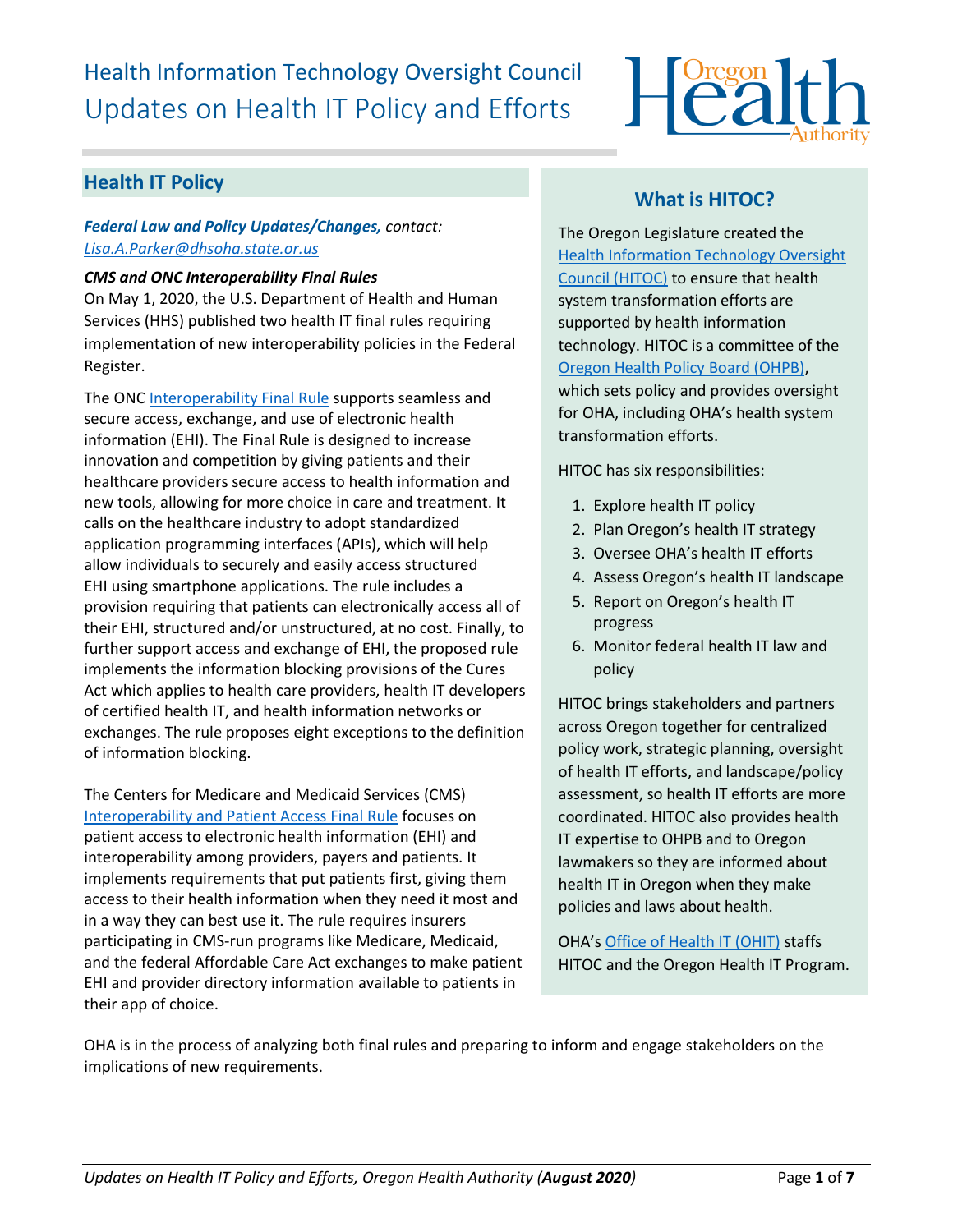# Health Information Technology Oversight Council

# Updates on Health IT Policy and Efforts

## Health IT Policy

***Federal Law and Policy Updates/Changes,*** *contact: Lisa.A.Parker@dhsoha.state.or.us*

***CMS and ONC Interoperability Final Rules***

On May 1, 2020, the U.S. Department of Health and Human Services (HHS) published two health IT final rules requiring implementation of new interoperability policies in the Federal Register.

The ONC Interoperability Final Rule supports seamless and secure access, exchange, and use of electronic health information (EHI). The Final Rule is designed to increase innovation and competition by giving patients and their healthcare providers secure access to health information and new tools, allowing for more choice in care and treatment. It calls on the healthcare industry to adopt standardized application programming interfaces (APIs), which will help allow individuals to securely and easily access structured EHI using smartphone applications. The rule includes a provision requiring that patients can electronically access all of their EHI, structured and/or unstructured, at no cost. Finally, to further support access and exchange of EHI, the proposed rule implements the information blocking provisions of the Cures Act which applies to health care providers, health IT developers of certified health IT, and health information networks or exchanges. The rule proposes eight exceptions to the definition of information blocking.

The Centers for Medicare and Medicaid Services (CMS) Interoperability and Patient Access Final Rule focuses on patient access to electronic health information (EHI) and interoperability among providers, payers and patients. It implements requirements that put patients first, giving them access to their health information when they need it most and in a way they can best use it. The rule requires insurers participating in CMS-run programs like Medicare, Medicaid, and the federal Affordable Care Act exchanges to make patient EHI and provider directory information available to patients in their app of choice.

OHA is in the process of analyzing both final rules and preparing to inform and engage stakeholders on the implications of new requirements.

## What is HITOC?

The Oregon Legislature created the Health Information Technology Oversight Council (HITOC) to ensure that health system transformation efforts are supported by health information technology. HITOC is a committee of the Oregon Health Policy Board (OHPB), which sets policy and provides oversight for OHA, including OHA's health system transformation efforts.

HITOC has six responsibilities:

1. Explore health IT policy
2. Plan Oregon's health IT strategy
3. Oversee OHA's health IT efforts
4. Assess Oregon's health IT landscape
5. Report on Oregon's health IT progress
6. Monitor federal health IT law and policy

HITOC brings stakeholders and partners across Oregon together for centralized policy work, strategic planning, oversight of health IT efforts, and landscape/policy assessment, so health IT efforts are more coordinated. HITOC also provides health IT expertise to OHPB and to Oregon lawmakers so they are informed about health IT in Oregon when they make policies and laws about health.

OHA's Office of Health IT (OHIT) staffs HITOC and the Oregon Health IT Program.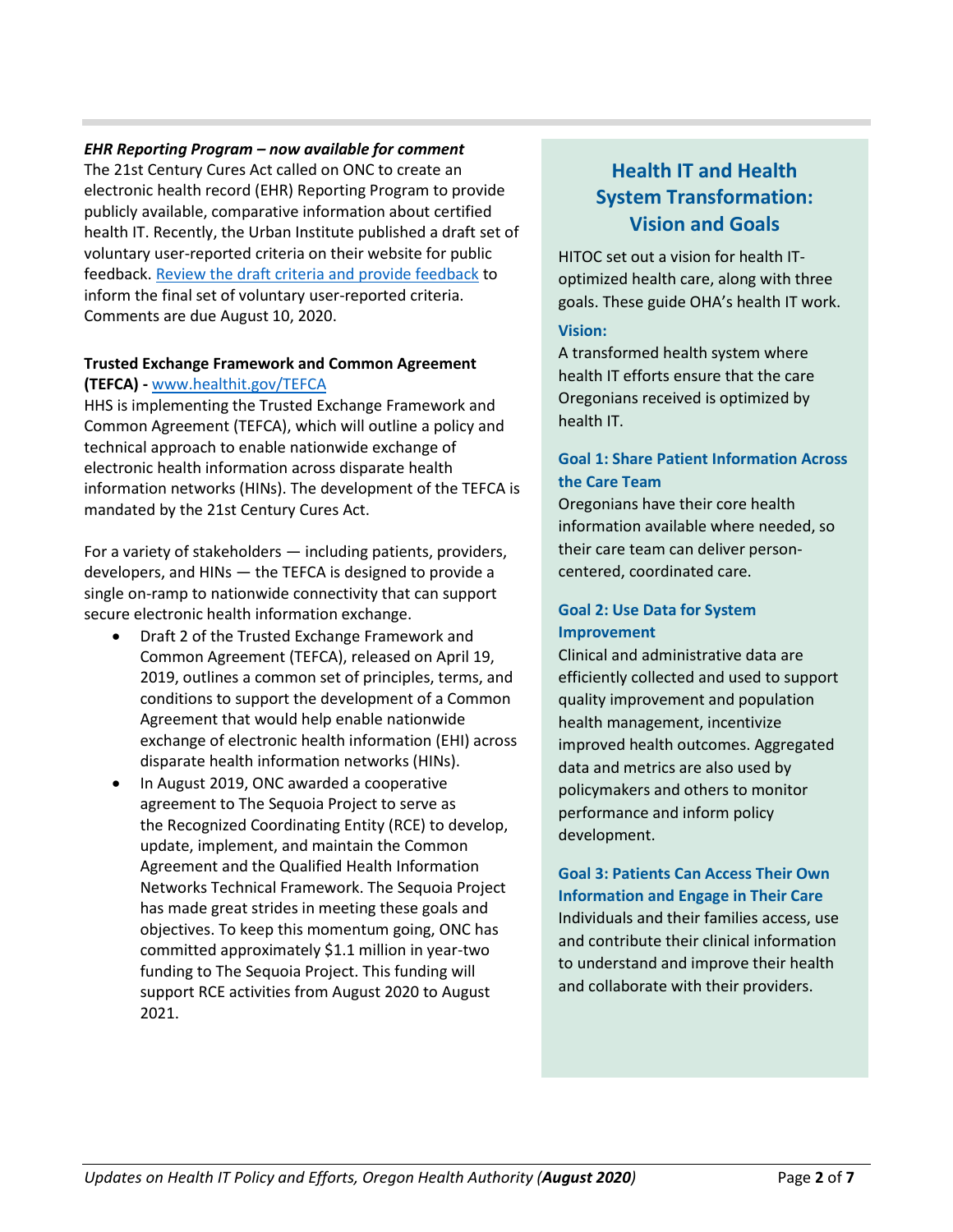***EHR Reporting Program – now available for comment***

The 21st Century Cures Act called on ONC to create an electronic health record (EHR) Reporting Program to provide publicly available, comparative information about certified health IT. Recently, the Urban Institute published a draft set of voluntary user-reported criteria on their website for public feedback. [Review the draft criteria and provide feedback](#) to inform the final set of voluntary user-reported criteria. Comments are due August 10, 2020.

**Trusted Exchange Framework and Common Agreement (TEFCA) -** [www.healthit.gov/TEFCA](http://www.healthit.gov/TEFCA)

HHS is implementing the Trusted Exchange Framework and Common Agreement (TEFCA), which will outline a policy and technical approach to enable nationwide exchange of electronic health information across disparate health information networks (HINs). The development of the TEFCA is mandated by the 21st Century Cures Act.

For a variety of stakeholders — including patients, providers, developers, and HINs — the TEFCA is designed to provide a single on-ramp to nationwide connectivity that can support secure electronic health information exchange.

- Draft 2 of the Trusted Exchange Framework and Common Agreement (TEFCA), released on April 19, 2019, outlines a common set of principles, terms, and conditions to support the development of a Common Agreement that would help enable nationwide exchange of electronic health information (EHI) across disparate health information networks (HINs).
- In August 2019, ONC awarded a cooperative agreement to The Sequoia Project to serve as the Recognized Coordinating Entity (RCE) to develop, update, implement, and maintain the Common Agreement and the Qualified Health Information Networks Technical Framework. The Sequoia Project has made great strides in meeting these goals and objectives. To keep this momentum going, ONC has committed approximately $1.1 million in year-two funding to The Sequoia Project. This funding will support RCE activities from August 2020 to August 2021.

## Health IT and Health System Transformation: Vision and Goals

HITOC set out a vision for health IT-optimized health care, along with three goals. These guide OHA's health IT work.

**Vision:**

A transformed health system where health IT efforts ensure that the care Oregonians received is optimized by health IT.

**Goal 1: Share Patient Information Across the Care Team**

Oregonians have their core health information available where needed, so their care team can deliver person-centered, coordinated care.

**Goal 2: Use Data for System Improvement**

Clinical and administrative data are efficiently collected and used to support quality improvement and population health management, incentivize improved health outcomes. Aggregated data and metrics are also used by policymakers and others to monitor performance and inform policy development.

**Goal 3: Patients Can Access Their Own Information and Engage in Their Care**

Individuals and their families access, use and contribute their clinical information to understand and improve their health and collaborate with their providers.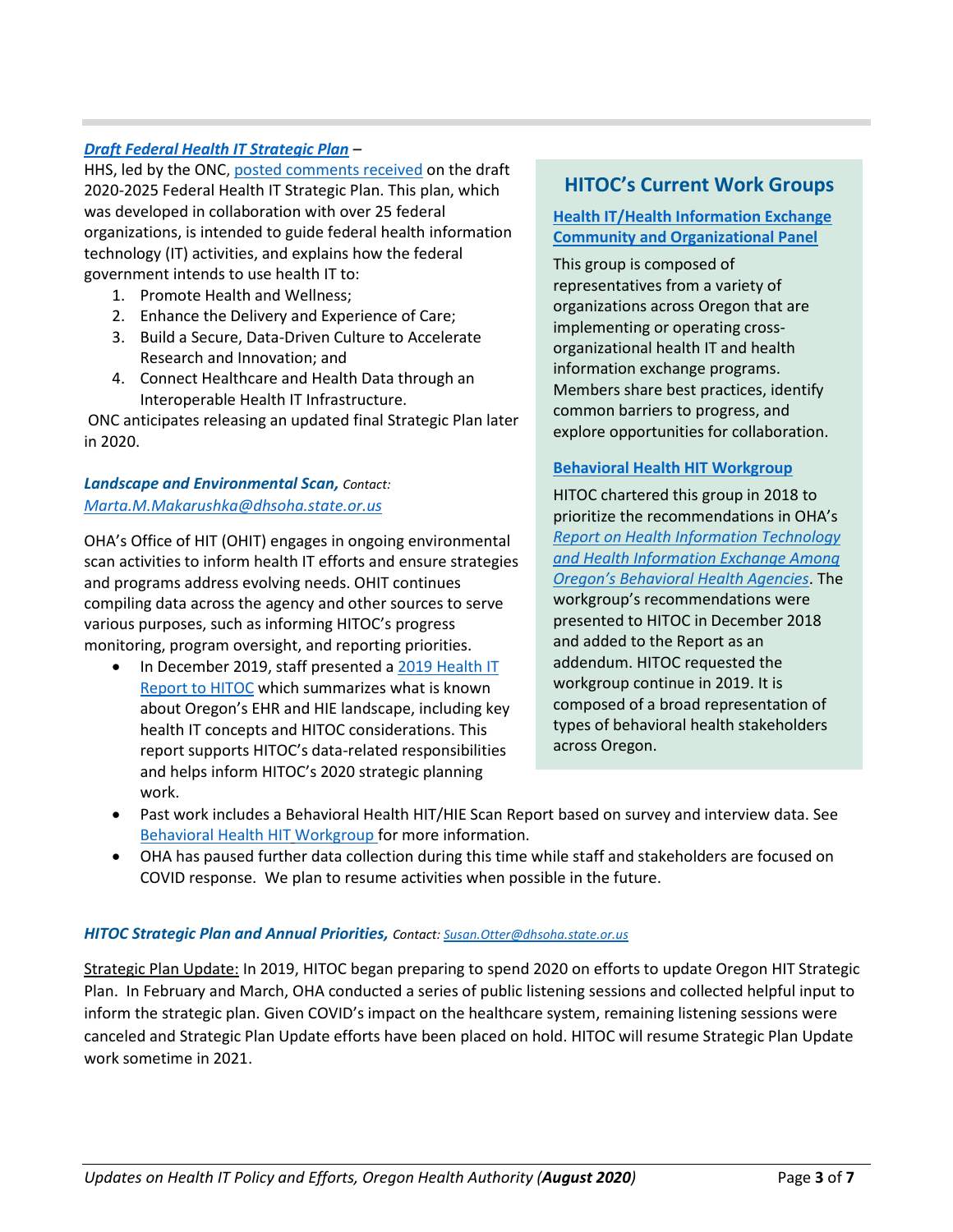***Draft Federal Health IT Strategic Plan*** –

HHS, led by the ONC, posted comments received on the draft 2020-2025 Federal Health IT Strategic Plan. This plan, which was developed in collaboration with over 25 federal organizations, is intended to guide federal health information technology (IT) activities, and explains how the federal government intends to use health IT to:

1. Promote Health and Wellness;
2. Enhance the Delivery and Experience of Care;
3. Build a Secure, Data-Driven Culture to Accelerate Research and Innovation; and
4. Connect Healthcare and Health Data through an Interoperable Health IT Infrastructure.

ONC anticipates releasing an updated final Strategic Plan later in 2020.

***Landscape and Environmental Scan,*** *Contact: Marta.M.Makarushka@dhsoha.state.or.us*

OHA's Office of HIT (OHIT) engages in ongoing environmental scan activities to inform health IT efforts and ensure strategies and programs address evolving needs. OHIT continues compiling data across the agency and other sources to serve various purposes, such as informing HITOC's progress monitoring, program oversight, and reporting priorities.

- In December 2019, staff presented a 2019 Health IT Report to HITOC which summarizes what is known about Oregon's EHR and HIE landscape, including key health IT concepts and HITOC considerations. This report supports HITOC's data-related responsibilities and helps inform HITOC's 2020 strategic planning work.
- Past work includes a Behavioral Health HIT/HIE Scan Report based on survey and interview data. See Behavioral Health HIT Workgroup for more information.
- OHA has paused further data collection during this time while staff and stakeholders are focused on COVID response. We plan to resume activities when possible in the future.

## HITOC's Current Work Groups

**Health IT/Health Information Exchange Community and Organizational Panel**

This group is composed of representatives from a variety of organizations across Oregon that are implementing or operating cross-organizational health IT and health information exchange programs. Members share best practices, identify common barriers to progress, and explore opportunities for collaboration.

**Behavioral Health HIT Workgroup**

HITOC chartered this group in 2018 to prioritize the recommendations in OHA's *Report on Health Information Technology and Health Information Exchange Among Oregon's Behavioral Health Agencies*. The workgroup's recommendations were presented to HITOC in December 2018 and added to the Report as an addendum. HITOC requested the workgroup continue in 2019. It is composed of a broad representation of types of behavioral health stakeholders across Oregon.

***HITOC Strategic Plan and Annual Priorities,*** *Contact: Susan.Otter@dhsoha.state.or.us*

Strategic Plan Update: In 2019, HITOC began preparing to spend 2020 on efforts to update Oregon HIT Strategic Plan. In February and March, OHA conducted a series of public listening sessions and collected helpful input to inform the strategic plan. Given COVID's impact on the healthcare system, remaining listening sessions were canceled and Strategic Plan Update efforts have been placed on hold. HITOC will resume Strategic Plan Update work sometime in 2021.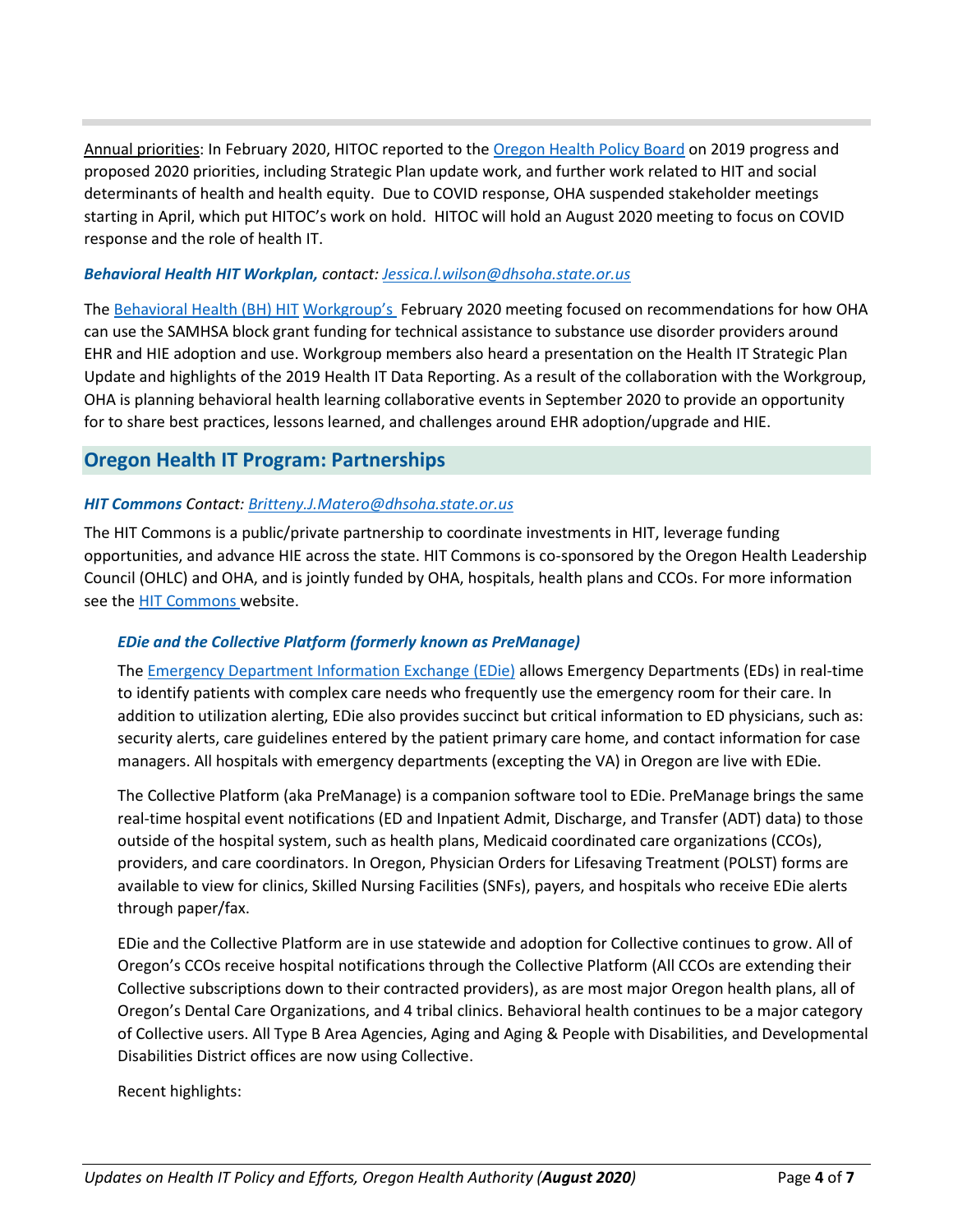Annual priorities: In February 2020, HITOC reported to the Oregon Health Policy Board on 2019 progress and proposed 2020 priorities, including Strategic Plan update work, and further work related to HIT and social determinants of health and health equity. Due to COVID response, OHA suspended stakeholder meetings starting in April, which put HITOC's work on hold. HITOC will hold an August 2020 meeting to focus on COVID response and the role of health IT.

***Behavioral Health HIT Workplan,*** *contact: Jessica.l.wilson@dhsoha.state.or.us*

The Behavioral Health (BH) HIT Workgroup's February 2020 meeting focused on recommendations for how OHA can use the SAMHSA block grant funding for technical assistance to substance use disorder providers around EHR and HIE adoption and use. Workgroup members also heard a presentation on the Health IT Strategic Plan Update and highlights of the 2019 Health IT Data Reporting. As a result of the collaboration with the Workgroup, OHA is planning behavioral health learning collaborative events in September 2020 to provide an opportunity for to share best practices, lessons learned, and challenges around EHR adoption/upgrade and HIE.

## Oregon Health IT Program: Partnerships

***HIT Commons*** *Contact: Britteny.J.Matero@dhsoha.state.or.us*

The HIT Commons is a public/private partnership to coordinate investments in HIT, leverage funding opportunities, and advance HIE across the state. HIT Commons is co-sponsored by the Oregon Health Leadership Council (OHLC) and OHA, and is jointly funded by OHA, hospitals, health plans and CCOs. For more information see the HIT Commons website.

### *EDie and the Collective Platform (formerly known as PreManage)*

The Emergency Department Information Exchange (EDie) allows Emergency Departments (EDs) in real-time to identify patients with complex care needs who frequently use the emergency room for their care. In addition to utilization alerting, EDie also provides succinct but critical information to ED physicians, such as: security alerts, care guidelines entered by the patient primary care home, and contact information for case managers. All hospitals with emergency departments (excepting the VA) in Oregon are live with EDie.

The Collective Platform (aka PreManage) is a companion software tool to EDie. PreManage brings the same real-time hospital event notifications (ED and Inpatient Admit, Discharge, and Transfer (ADT) data) to those outside of the hospital system, such as health plans, Medicaid coordinated care organizations (CCOs), providers, and care coordinators. In Oregon, Physician Orders for Lifesaving Treatment (POLST) forms are available to view for clinics, Skilled Nursing Facilities (SNFs), payers, and hospitals who receive EDie alerts through paper/fax.

EDie and the Collective Platform are in use statewide and adoption for Collective continues to grow. All of Oregon's CCOs receive hospital notifications through the Collective Platform (All CCOs are extending their Collective subscriptions down to their contracted providers), as are most major Oregon health plans, all of Oregon's Dental Care Organizations, and 4 tribal clinics. Behavioral health continues to be a major category of Collective users. All Type B Area Agencies, Aging and Aging & People with Disabilities, and Developmental Disabilities District offices are now using Collective.

Recent highlights: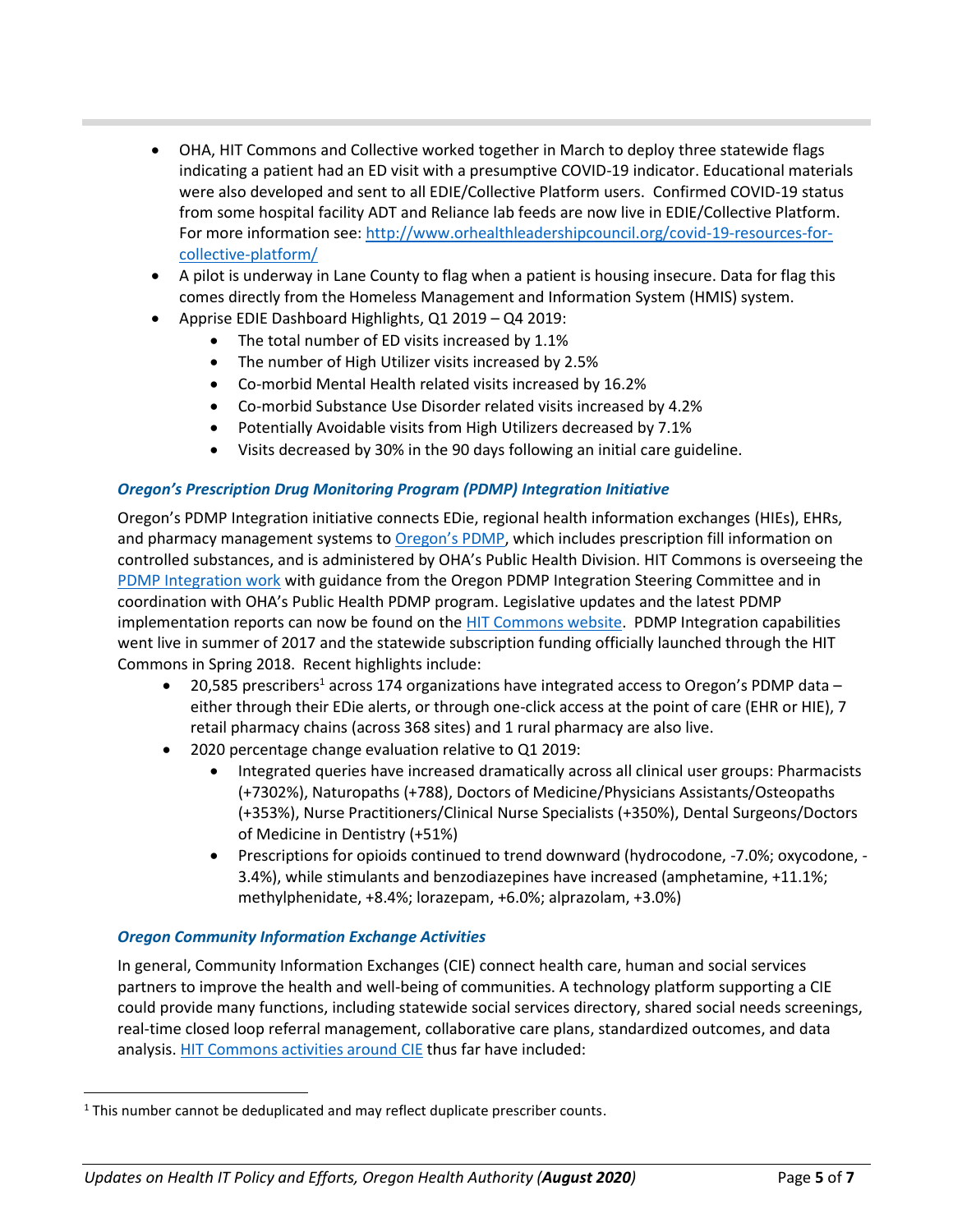- OHA, HIT Commons and Collective worked together in March to deploy three statewide flags indicating a patient had an ED visit with a presumptive COVID-19 indicator. Educational materials were also developed and sent to all EDIE/Collective Platform users. Confirmed COVID-19 status from some hospital facility ADT and Reliance lab feeds are now live in EDIE/Collective Platform. For more information see: [http://www.orhealthleadershipcouncil.org/covid-19-resources-for-collective-platform/](http://www.orhealthleadershipcouncil.org/covid-19-resources-for-collective-platform/)
- A pilot is underway in Lane County to flag when a patient is housing insecure. Data for flag this comes directly from the Homeless Management and Information System (HMIS) system.
- Apprise EDIE Dashboard Highlights, Q1 2019 – Q4 2019:
  - The total number of ED visits increased by 1.1%
  - The number of High Utilizer visits increased by 2.5%
  - Co-morbid Mental Health related visits increased by 16.2%
  - Co-morbid Substance Use Disorder related visits increased by 4.2%
  - Potentially Avoidable visits from High Utilizers decreased by 7.1%
  - Visits decreased by 30% in the 90 days following an initial care guideline.

### *Oregon's Prescription Drug Monitoring Program (PDMP) Integration Initiative*

Oregon's PDMP Integration initiative connects EDie, regional health information exchanges (HIEs), EHRs, and pharmacy management systems to Oregon's PDMP, which includes prescription fill information on controlled substances, and is administered by OHA's Public Health Division. HIT Commons is overseeing the PDMP Integration work with guidance from the Oregon PDMP Integration Steering Committee and in coordination with OHA's Public Health PDMP program. Legislative updates and the latest PDMP implementation reports can now be found on the HIT Commons website. PDMP Integration capabilities went live in summer of 2017 and the statewide subscription funding officially launched through the HIT Commons in Spring 2018. Recent highlights include:

- 20,585 prescribers[1] across 174 organizations have integrated access to Oregon's PDMP data – either through their EDie alerts, or through one-click access at the point of care (EHR or HIE), 7 retail pharmacy chains (across 368 sites) and 1 rural pharmacy are also live.
- 2020 percentage change evaluation relative to Q1 2019:
  - Integrated queries have increased dramatically across all clinical user groups: Pharmacists (+7302%), Naturopaths (+788), Doctors of Medicine/Physicians Assistants/Osteopaths (+353%), Nurse Practitioners/Clinical Nurse Specialists (+350%), Dental Surgeons/Doctors of Medicine in Dentistry (+51%)
  - Prescriptions for opioids continued to trend downward (hydrocodone, -7.0%; oxycodone, -3.4%), while stimulants and benzodiazepines have increased (amphetamine, +11.1%; methylphenidate, +8.4%; lorazepam, +6.0%; alprazolam, +3.0%)

### *Oregon Community Information Exchange Activities*

In general, Community Information Exchanges (CIE) connect health care, human and social services partners to improve the health and well-being of communities. A technology platform supporting a CIE could provide many functions, including statewide social services directory, shared social needs screenings, real-time closed loop referral management, collaborative care plans, standardized outcomes, and data analysis. HIT Commons activities around CIE thus far have included:

[1] This number cannot be deduplicated and may reflect duplicate prescriber counts.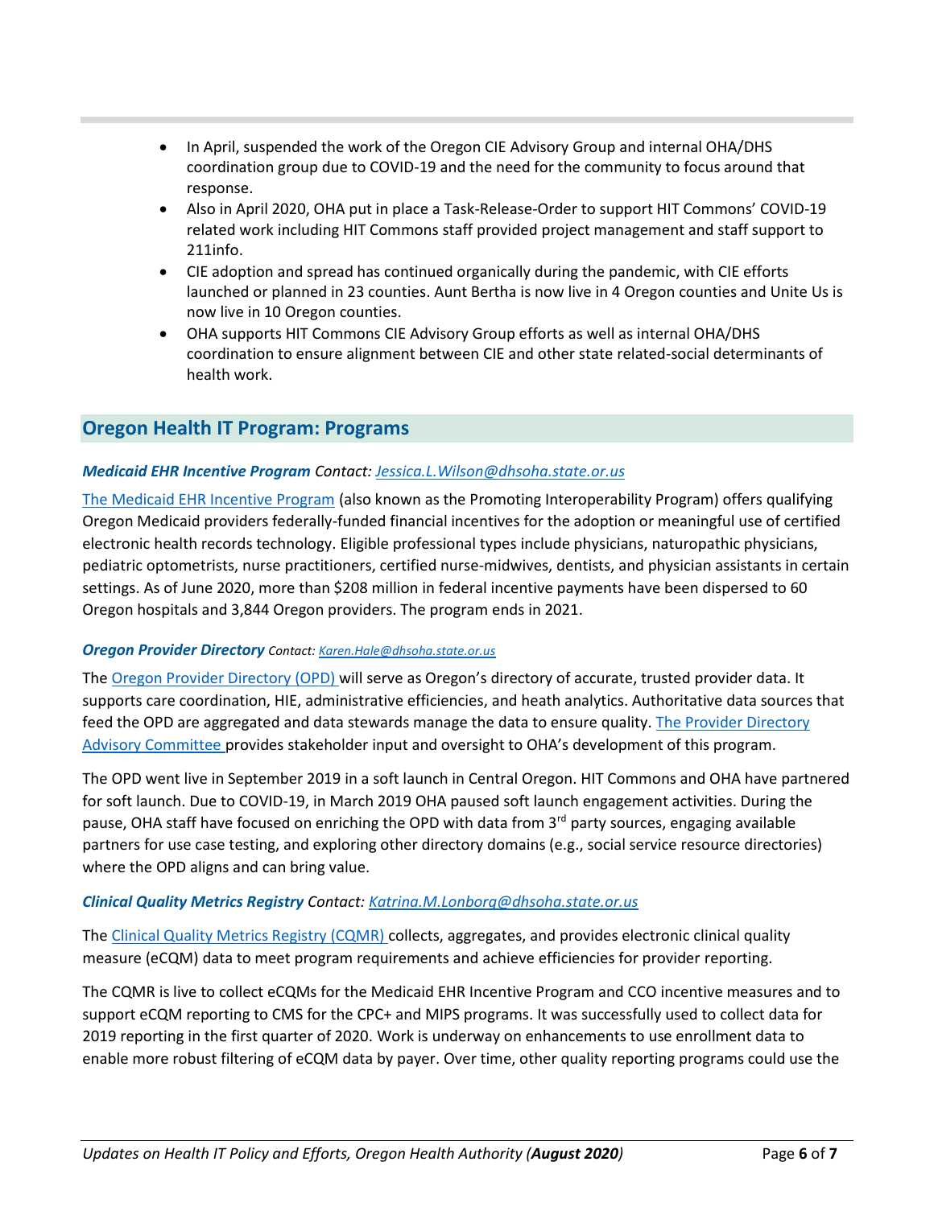- In April, suspended the work of the Oregon CIE Advisory Group and internal OHA/DHS coordination group due to COVID-19 and the need for the community to focus around that response.
- Also in April 2020, OHA put in place a Task-Release-Order to support HIT Commons' COVID-19 related work including HIT Commons staff provided project management and staff support to 211info.
- CIE adoption and spread has continued organically during the pandemic, with CIE efforts launched or planned in 23 counties. Aunt Bertha is now live in 4 Oregon counties and Unite Us is now live in 10 Oregon counties.
- OHA supports HIT Commons CIE Advisory Group efforts as well as internal OHA/DHS coordination to ensure alignment between CIE and other state related-social determinants of health work.

## Oregon Health IT Program: Programs

***Medicaid EHR Incentive Program*** *Contact: Jessica.L.Wilson@dhsoha.state.or.us*

The Medicaid EHR Incentive Program (also known as the Promoting Interoperability Program) offers qualifying Oregon Medicaid providers federally-funded financial incentives for the adoption or meaningful use of certified electronic health records technology. Eligible professional types include physicians, naturopathic physicians, pediatric optometrists, nurse practitioners, certified nurse-midwives, dentists, and physician assistants in certain settings. As of June 2020, more than $208 million in federal incentive payments have been dispersed to 60 Oregon hospitals and 3,844 Oregon providers. The program ends in 2021.

***Oregon Provider Directory*** *Contact: Karen.Hale@dhsoha.state.or.us*

The Oregon Provider Directory (OPD) will serve as Oregon's directory of accurate, trusted provider data. It supports care coordination, HIE, administrative efficiencies, and heath analytics. Authoritative data sources that feed the OPD are aggregated and data stewards manage the data to ensure quality. The Provider Directory Advisory Committee provides stakeholder input and oversight to OHA's development of this program.

The OPD went live in September 2019 in a soft launch in Central Oregon. HIT Commons and OHA have partnered for soft launch. Due to COVID-19, in March 2019 OHA paused soft launch engagement activities. During the pause, OHA staff have focused on enriching the OPD with data from 3rd party sources, engaging available partners for use case testing, and exploring other directory domains (e.g., social service resource directories) where the OPD aligns and can bring value.

***Clinical Quality Metrics Registry*** *Contact: Katrina.M.Lonborg@dhsoha.state.or.us*

The Clinical Quality Metrics Registry (CQMR) collects, aggregates, and provides electronic clinical quality measure (eCQM) data to meet program requirements and achieve efficiencies for provider reporting.

The CQMR is live to collect eCQMs for the Medicaid EHR Incentive Program and CCO incentive measures and to support eCQM reporting to CMS for the CPC+ and MIPS programs. It was successfully used to collect data for 2019 reporting in the first quarter of 2020. Work is underway on enhancements to use enrollment data to enable more robust filtering of eCQM data by payer. Over time, other quality reporting programs could use the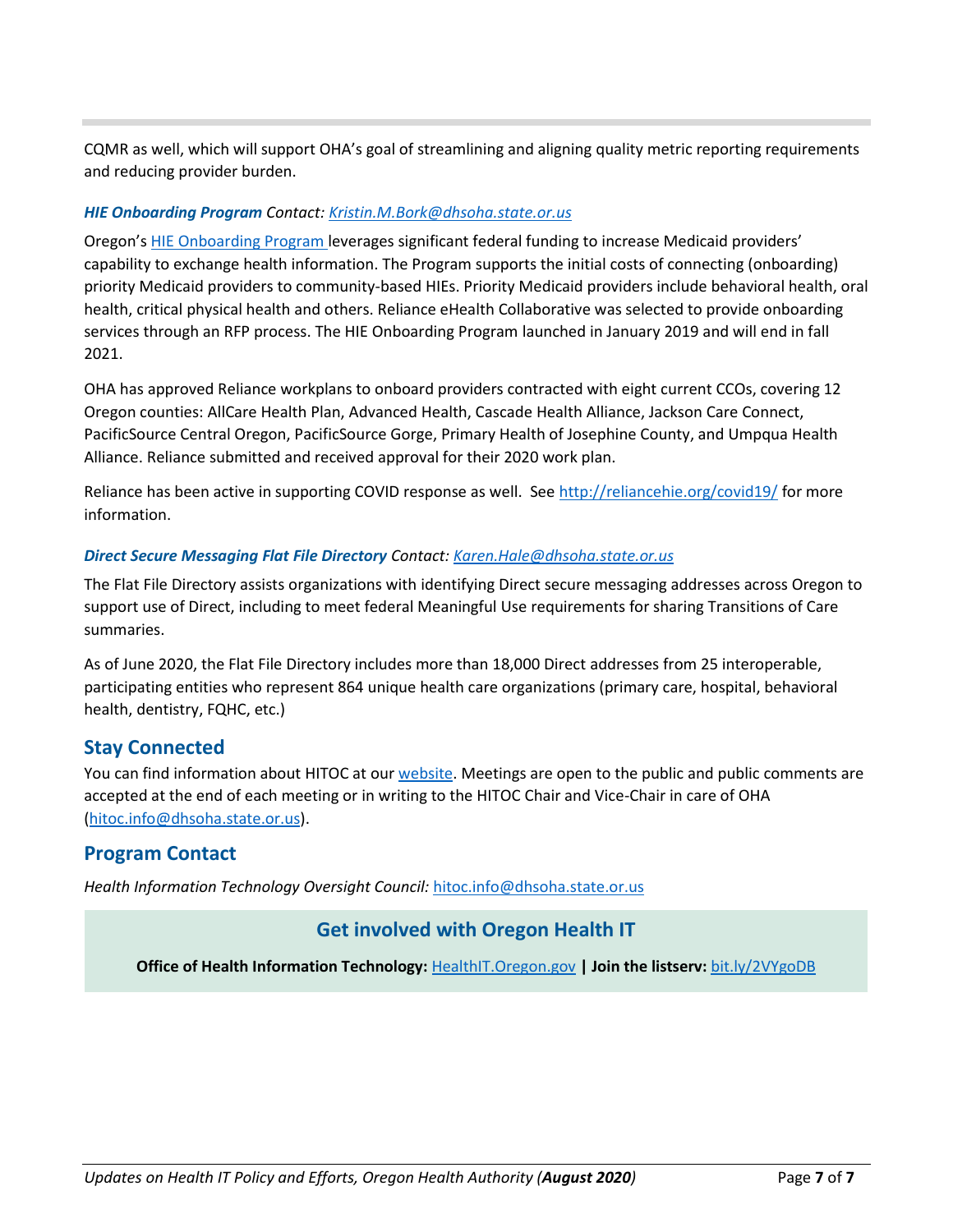CQMR as well, which will support OHA's goal of streamlining and aligning quality metric reporting requirements and reducing provider burden.

***HIE Onboarding Program*** *Contact: Kristin.M.Bork@dhsoha.state.or.us*

Oregon's HIE Onboarding Program leverages significant federal funding to increase Medicaid providers' capability to exchange health information. The Program supports the initial costs of connecting (onboarding) priority Medicaid providers to community-based HIEs. Priority Medicaid providers include behavioral health, oral health, critical physical health and others. Reliance eHealth Collaborative was selected to provide onboarding services through an RFP process. The HIE Onboarding Program launched in January 2019 and will end in fall 2021.

OHA has approved Reliance workplans to onboard providers contracted with eight current CCOs, covering 12 Oregon counties: AllCare Health Plan, Advanced Health, Cascade Health Alliance, Jackson Care Connect, PacificSource Central Oregon, PacificSource Gorge, Primary Health of Josephine County, and Umpqua Health Alliance. Reliance submitted and received approval for their 2020 work plan.

Reliance has been active in supporting COVID response as well. See http://reliancehie.org/covid19/ for more information.

***Direct Secure Messaging Flat File Directory*** *Contact: Karen.Hale@dhsoha.state.or.us*

The Flat File Directory assists organizations with identifying Direct secure messaging addresses across Oregon to support use of Direct, including to meet federal Meaningful Use requirements for sharing Transitions of Care summaries.

As of June 2020, the Flat File Directory includes more than 18,000 Direct addresses from 25 interoperable, participating entities who represent 864 unique health care organizations (primary care, hospital, behavioral health, dentistry, FQHC, etc.)

## Stay Connected

You can find information about HITOC at our website. Meetings are open to the public and public comments are accepted at the end of each meeting or in writing to the HITOC Chair and Vice-Chair in care of OHA (hitoc.info@dhsoha.state.or.us).

## Program Contact

*Health Information Technology Oversight Council:* hitoc.info@dhsoha.state.or.us

### Get involved with Oregon Health IT

**Office of Health Information Technology:** HealthIT.Oregon.gov **| Join the listserv:** bit.ly/2VYgoDB